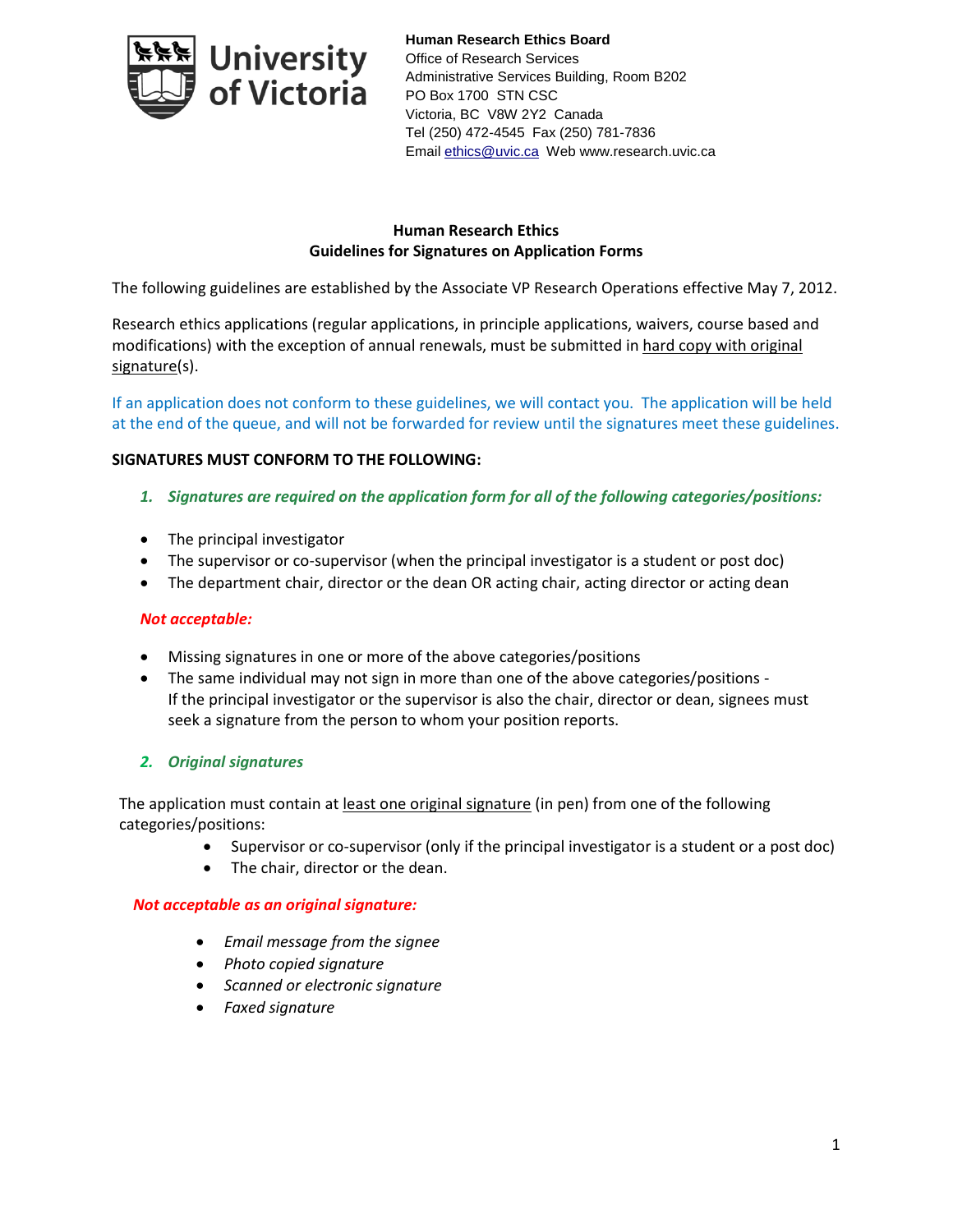**Human Research Ethics Board**
Office of Research Services
Administrative Services Building, Room B202
PO Box 1700 STN CSC
Victoria, BC V8W 2Y2 Canada
Tel (250) 472-4545 Fax (250) 781-7836
Email ethics@uvic.ca Web www.research.uvic.ca

# Human Research Ethics
## Guidelines for Signatures on Application Forms

The following guidelines are established by the Associate VP Research Operations effective May 7, 2012.

Research ethics applications (regular applications, in principle applications, waivers, course based and modifications) with the exception of annual renewals, must be submitted in hard copy with original signature(s).

If an application does not conform to these guidelines, we will contact you. The application will be held at the end of the queue, and will not be forwarded for review until the signatures meet these guidelines.

**SIGNATURES MUST CONFORM TO THE FOLLOWING:**

1. ***Signatures are required on the application form for all of the following categories/positions:***

- The principal investigator
- The supervisor or co-supervisor (when the principal investigator is a student or post doc)
- The department chair, director or the dean OR acting chair, acting director or acting dean

***Not acceptable:***

- Missing signatures in one or more of the above categories/positions
- The same individual may not sign in more than one of the above categories/positions - If the principal investigator or the supervisor is also the chair, director or dean, signees must seek a signature from the person to whom your position reports.

2. ***Original signatures***

The application must contain at least one original signature (in pen) from one of the following categories/positions:

- Supervisor or co-supervisor (only if the principal investigator is a student or a post doc)
- The chair, director or the dean.

***Not acceptable as an original signature:***

- *Email message from the signee*
- *Photo copied signature*
- *Scanned or electronic signature*
- *Faxed signature*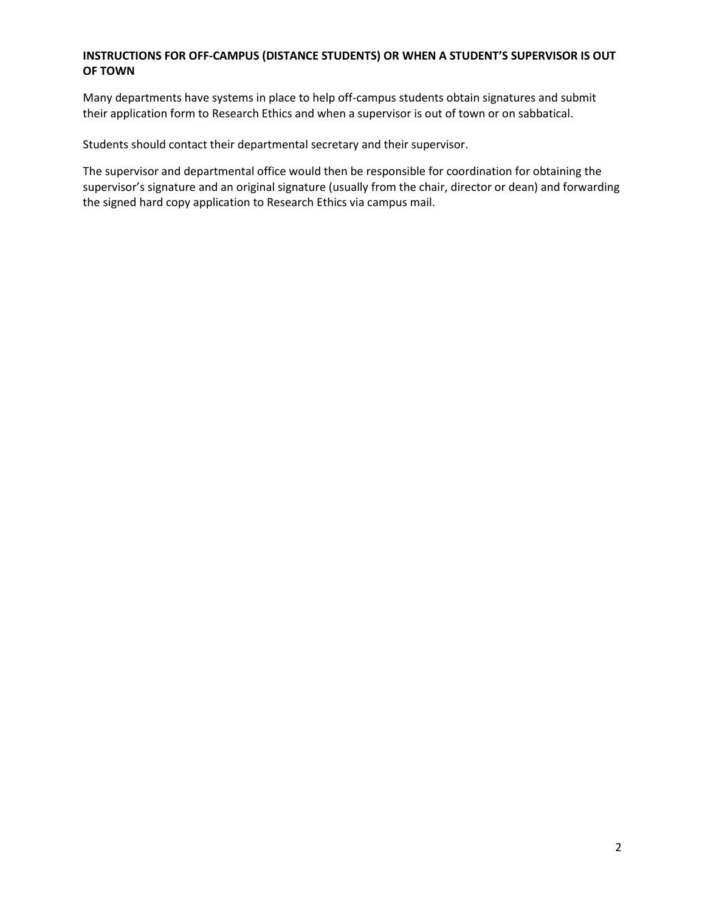**INSTRUCTIONS FOR OFF-CAMPUS (DISTANCE STUDENTS) OR WHEN A STUDENT'S SUPERVISOR IS OUT OF TOWN**

Many departments have systems in place to help off-campus students obtain signatures and submit their application form to Research Ethics and when a supervisor is out of town or on sabbatical.

Students should contact their departmental secretary and their supervisor.

The supervisor and departmental office would then be responsible for coordination for obtaining the supervisor's signature and an original signature (usually from the chair, director or dean) and forwarding the signed hard copy application to Research Ethics via campus mail.